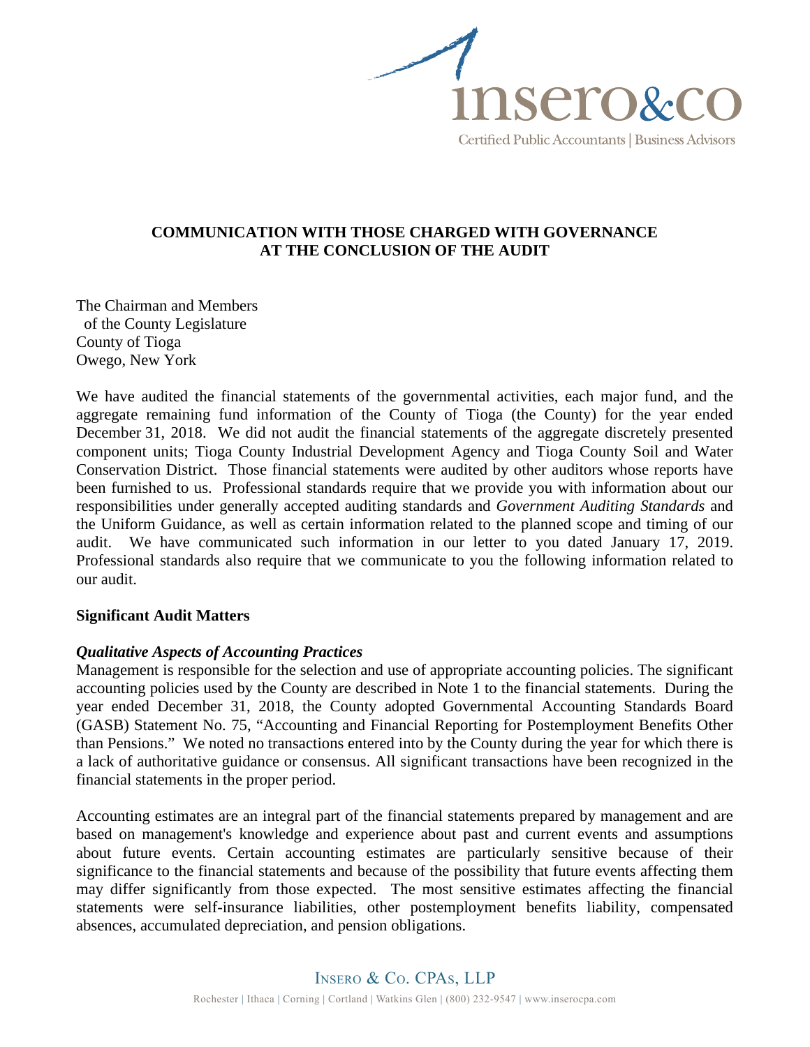# COMMUNICATION WITH THOSE CHARGED WITH GOVERNANCE AT THE CONCLUSION OF THE AUDIT

The Chairman and Members
of the County Legislature
County of Tioga
Owego, New York

We have audited the financial statements of the governmental activities, each major fund, and the aggregate remaining fund information of the County of Tioga (the County) for the year ended December 31, 2018. We did not audit the financial statements of the aggregate discretely presented component units; Tioga County Industrial Development Agency and Tioga County Soil and Water Conservation District. Those financial statements were audited by other auditors whose reports have been furnished to us. Professional standards require that we provide you with information about our responsibilities under generally accepted auditing standards and *Government Auditing Standards* and the Uniform Guidance, as well as certain information related to the planned scope and timing of our audit. We have communicated such information in our letter to you dated January 17, 2019. Professional standards also require that we communicate to you the following information related to our audit.

## Significant Audit Matters

### *Qualitative Aspects of Accounting Practices*

Management is responsible for the selection and use of appropriate accounting policies. The significant accounting policies used by the County are described in Note 1 to the financial statements. During the year ended December 31, 2018, the County adopted Governmental Accounting Standards Board (GASB) Statement No. 75, "Accounting and Financial Reporting for Postemployment Benefits Other than Pensions." We noted no transactions entered into by the County during the year for which there is a lack of authoritative guidance or consensus. All significant transactions have been recognized in the financial statements in the proper period.

Accounting estimates are an integral part of the financial statements prepared by management and are based on management's knowledge and experience about past and current events and assumptions about future events. Certain accounting estimates are particularly sensitive because of their significance to the financial statements and because of the possibility that future events affecting them may differ significantly from those expected. The most sensitive estimates affecting the financial statements were self-insurance liabilities, other postemployment benefits liability, compensated absences, accumulated depreciation, and pension obligations.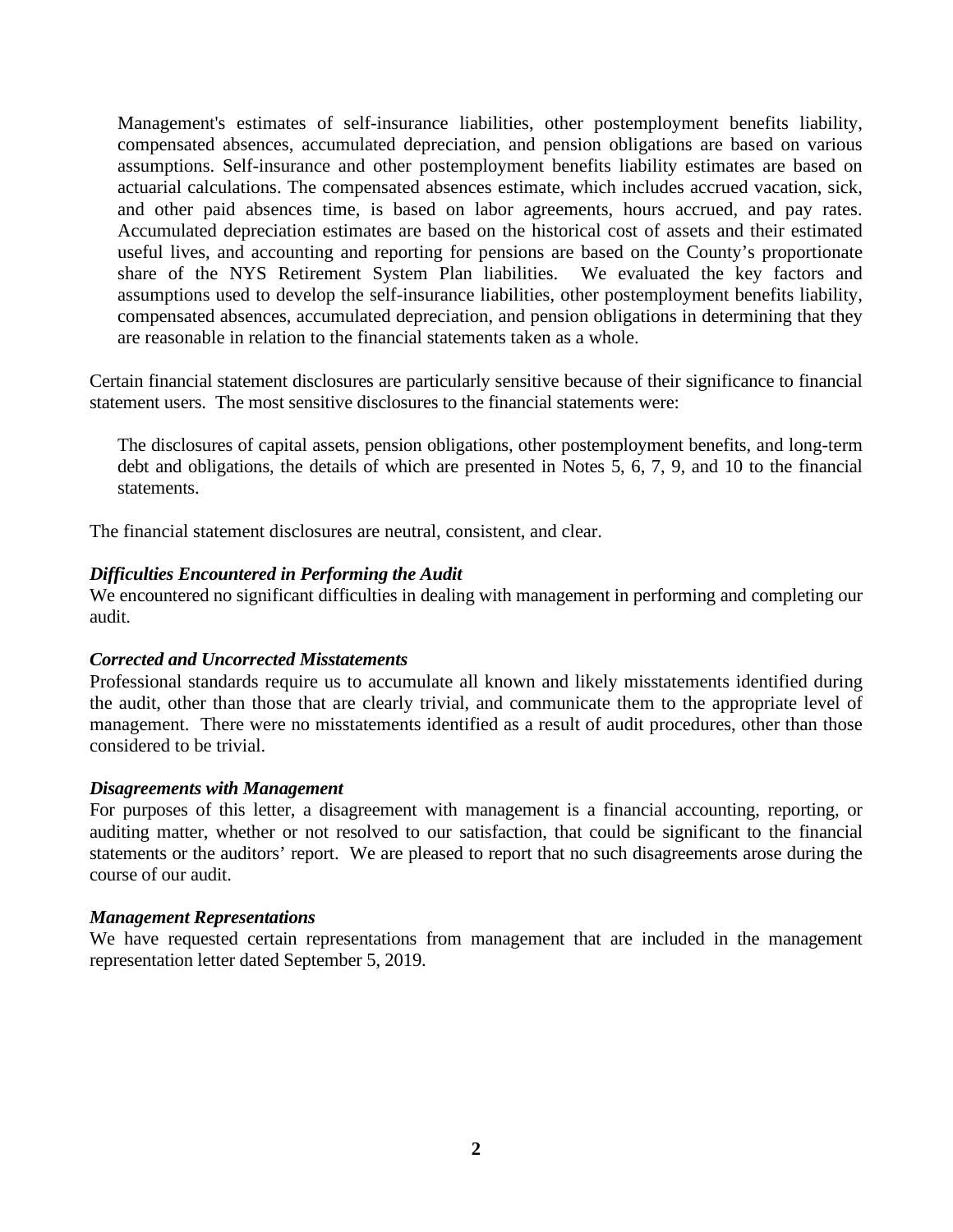Management's estimates of self-insurance liabilities, other postemployment benefits liability, compensated absences, accumulated depreciation, and pension obligations are based on various assumptions. Self-insurance and other postemployment benefits liability estimates are based on actuarial calculations. The compensated absences estimate, which includes accrued vacation, sick, and other paid absences time, is based on labor agreements, hours accrued, and pay rates. Accumulated depreciation estimates are based on the historical cost of assets and their estimated useful lives, and accounting and reporting for pensions are based on the County's proportionate share of the NYS Retirement System Plan liabilities. We evaluated the key factors and assumptions used to develop the self-insurance liabilities, other postemployment benefits liability, compensated absences, accumulated depreciation, and pension obligations in determining that they are reasonable in relation to the financial statements taken as a whole.

Certain financial statement disclosures are particularly sensitive because of their significance to financial statement users. The most sensitive disclosures to the financial statements were:

The disclosures of capital assets, pension obligations, other postemployment benefits, and long-term debt and obligations, the details of which are presented in Notes 5, 6, 7, 9, and 10 to the financial statements.

The financial statement disclosures are neutral, consistent, and clear.

***Difficulties Encountered in Performing the Audit***

We encountered no significant difficulties in dealing with management in performing and completing our audit.

***Corrected and Uncorrected Misstatements***

Professional standards require us to accumulate all known and likely misstatements identified during the audit, other than those that are clearly trivial, and communicate them to the appropriate level of management. There were no misstatements identified as a result of audit procedures, other than those considered to be trivial.

***Disagreements with Management***

For purposes of this letter, a disagreement with management is a financial accounting, reporting, or auditing matter, whether or not resolved to our satisfaction, that could be significant to the financial statements or the auditors' report. We are pleased to report that no such disagreements arose during the course of our audit.

***Management Representations***

We have requested certain representations from management that are included in the management representation letter dated September 5, 2019.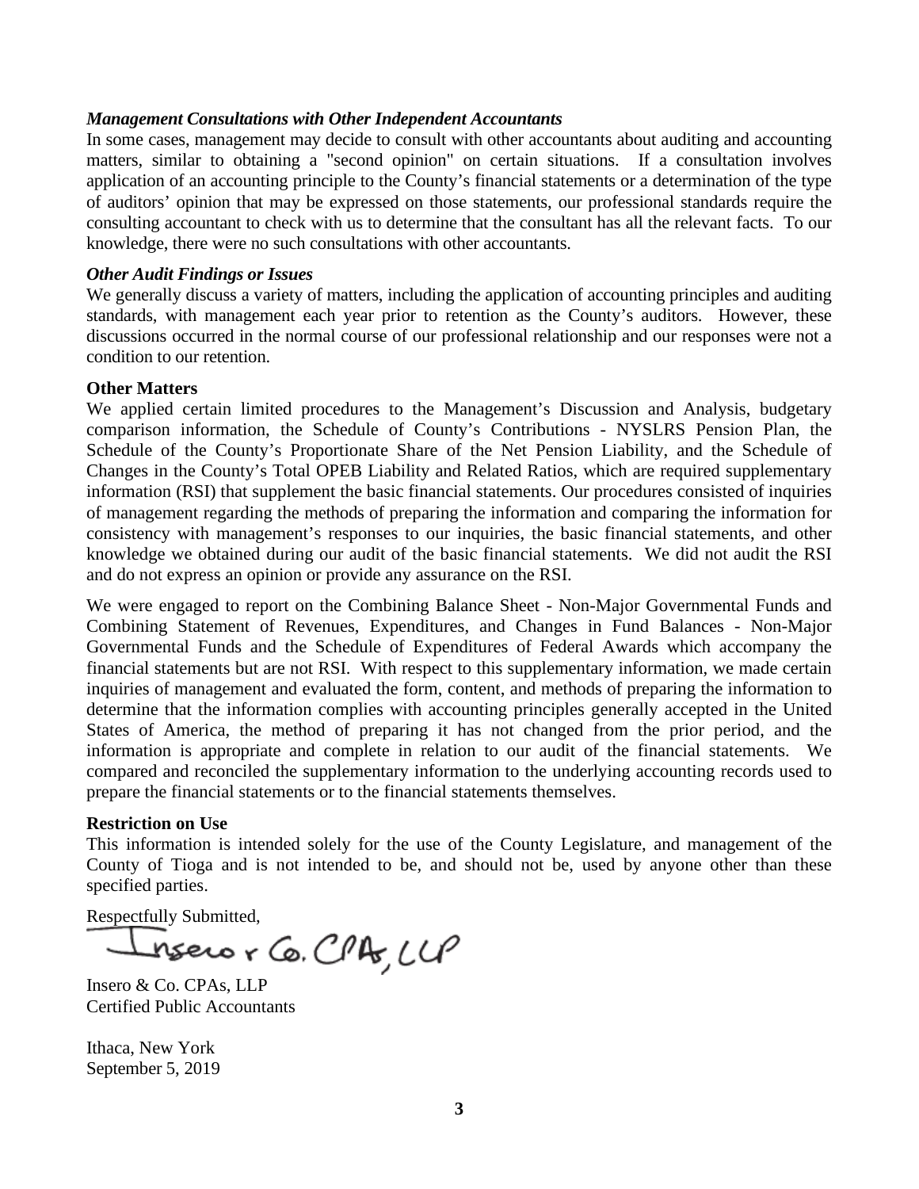***Management Consultations with Other Independent Accountants***

In some cases, management may decide to consult with other accountants about auditing and accounting matters, similar to obtaining a "second opinion" on certain situations. If a consultation involves application of an accounting principle to the County's financial statements or a determination of the type of auditors' opinion that may be expressed on those statements, our professional standards require the consulting accountant to check with us to determine that the consultant has all the relevant facts. To our knowledge, there were no such consultations with other accountants.

***Other Audit Findings or Issues***

We generally discuss a variety of matters, including the application of accounting principles and auditing standards, with management each year prior to retention as the County's auditors. However, these discussions occurred in the normal course of our professional relationship and our responses were not a condition to our retention.

**Other Matters**

We applied certain limited procedures to the Management's Discussion and Analysis, budgetary comparison information, the Schedule of County's Contributions - NYSLRS Pension Plan, the Schedule of the County's Proportionate Share of the Net Pension Liability, and the Schedule of Changes in the County's Total OPEB Liability and Related Ratios, which are required supplementary information (RSI) that supplement the basic financial statements. Our procedures consisted of inquiries of management regarding the methods of preparing the information and comparing the information for consistency with management's responses to our inquiries, the basic financial statements, and other knowledge we obtained during our audit of the basic financial statements. We did not audit the RSI and do not express an opinion or provide any assurance on the RSI.

We were engaged to report on the Combining Balance Sheet - Non-Major Governmental Funds and Combining Statement of Revenues, Expenditures, and Changes in Fund Balances - Non-Major Governmental Funds and the Schedule of Expenditures of Federal Awards which accompany the financial statements but are not RSI. With respect to this supplementary information, we made certain inquiries of management and evaluated the form, content, and methods of preparing the information to determine that the information complies with accounting principles generally accepted in the United States of America, the method of preparing it has not changed from the prior period, and the information is appropriate and complete in relation to our audit of the financial statements. We compared and reconciled the supplementary information to the underlying accounting records used to prepare the financial statements or to the financial statements themselves.

**Restriction on Use**

This information is intended solely for the use of the County Legislature, and management of the County of Tioga and is not intended to be, and should not be, used by anyone other than these specified parties.

Respectfully Submitted,

Insero & Co. CPAs, LLP

Insero & Co. CPAs, LLP
Certified Public Accountants

Ithaca, New York
September 5, 2019